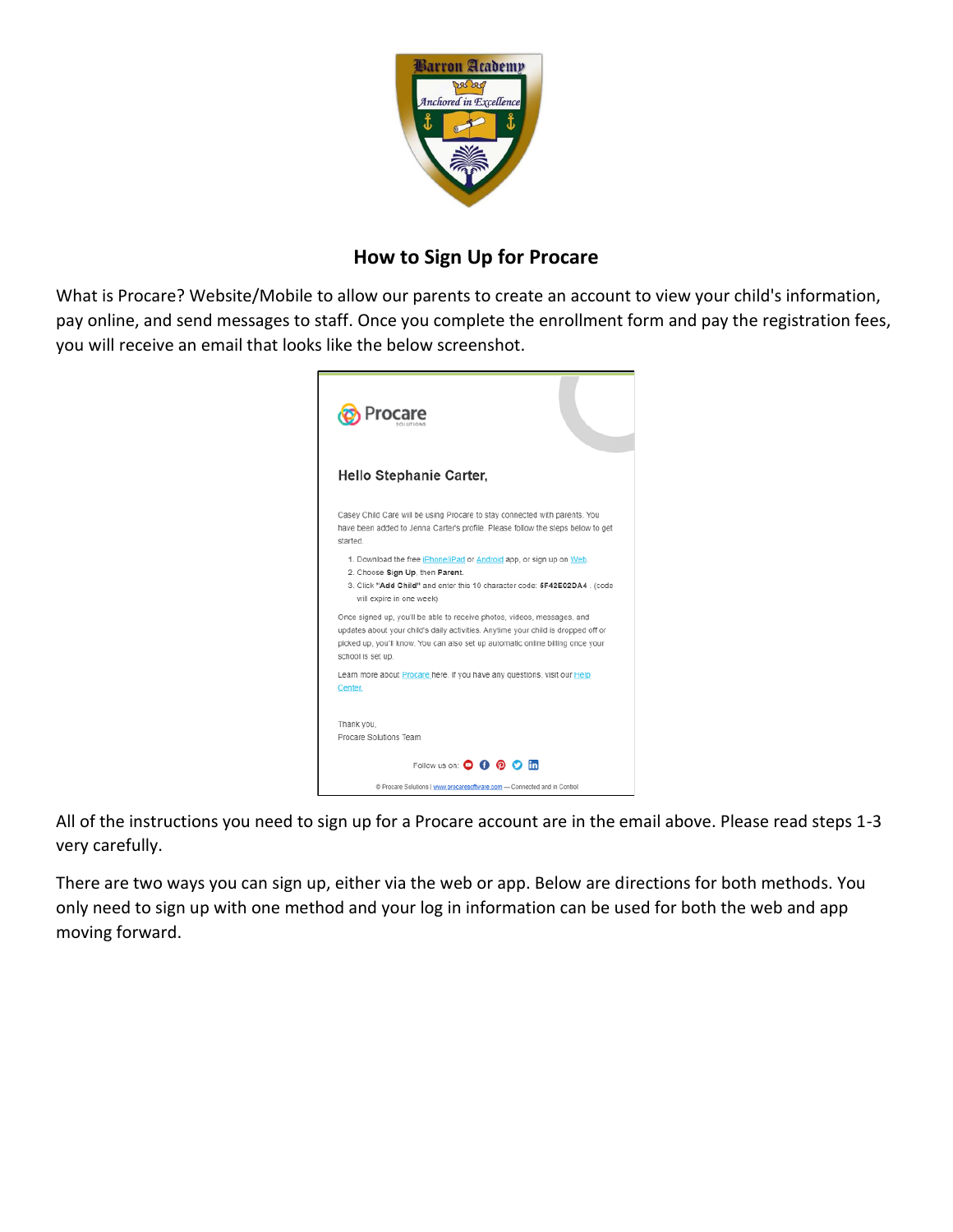## How to Sign Up for Procare

What is Procare? Website/Mobile to allow our parents to create an account to view your child's information, pay online, and send messages to staff. Once you complete the enrollment form and pay the registration fees, you will receive an email that looks like the below screenshot.

> Procare
>
> **Hello Stephanie Carter,**
>
> Casey Child Care will be using Procare to stay connected with parents. You have been added to Jenna Carter's profile. Please follow the steps below to get started.
>
> 1. Download the free iPhone/iPad or Android app, or sign up on Web.
> 2. Choose **Sign Up**, then **Parent**.
> 3. Click **"Add Child"** and enter this 10 character code: **6F42E02DA4** . (code will expire in one week)
>
> Once signed up, you'll be able to receive photos, videos, messages, and updates about your child's daily activities. Anytime your child is dropped off or picked up, you'll know. You can also set up automatic online billing once your school is set up.
>
> Learn more about Procare here. If you have any questions, visit our Help Center.
>
> Thank you,
> Procare Solutions Team
>
> Follow us on:
>
> © Procare Solutions | www.procaresoftware.com — Connected and in Control

All of the instructions you need to sign up for a Procare account are in the email above. Please read steps 1-3 very carefully.

There are two ways you can sign up, either via the web or app. Below are directions for both methods. You only need to sign up with one method and your log in information can be used for both the web and app moving forward.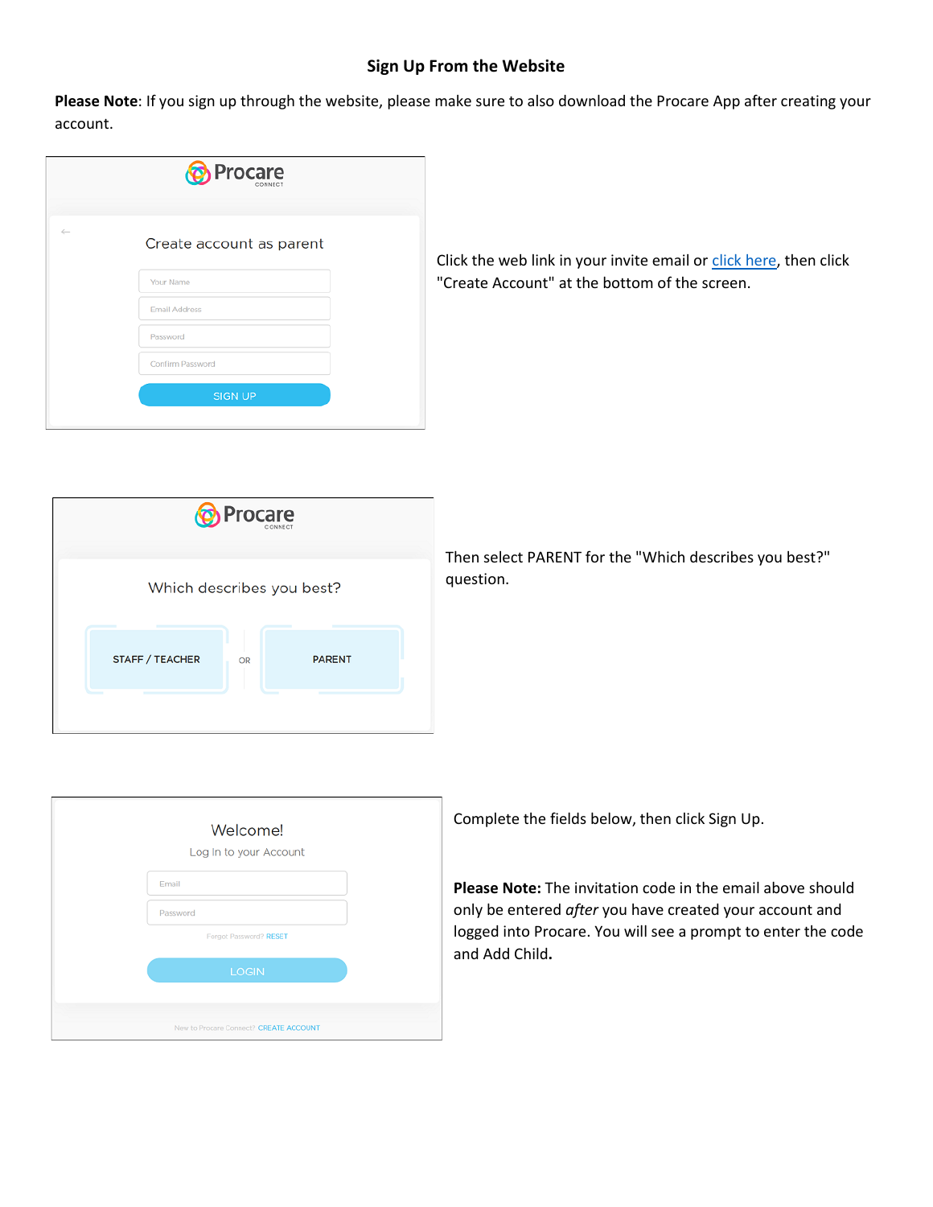## Sign Up From the Website

**Please Note**: If you sign up through the website, please make sure to also download the Procare App after creating your account.

Click the web link in your invite email or click here, then click "Create Account" at the bottom of the screen.

Then select PARENT for the "Which describes you best?" question.

Complete the fields below, then click Sign Up.

**Please Note:** The invitation code in the email above should only be entered *after* you have created your account and logged into Procare. You will see a prompt to enter the code and Add Child**.**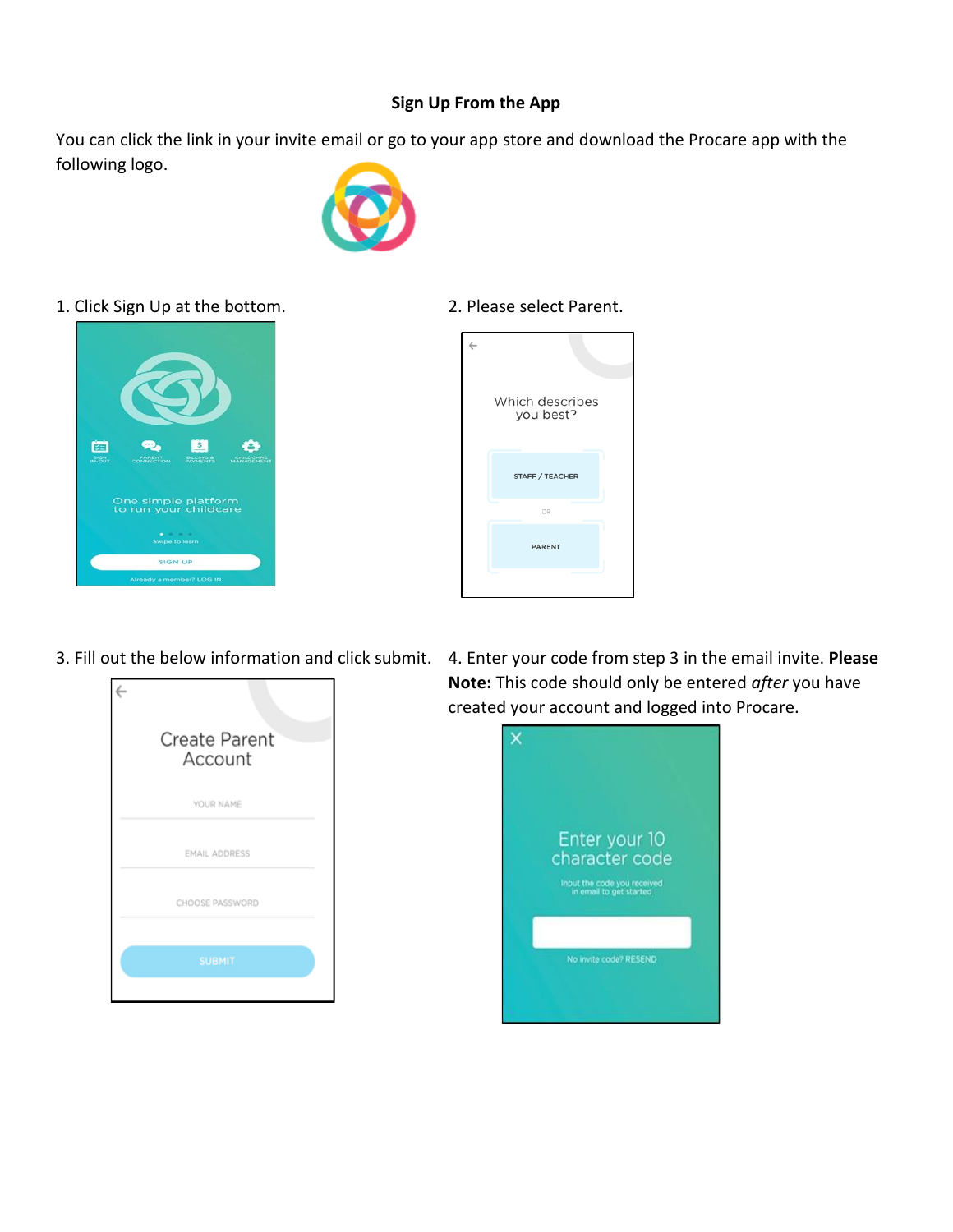## Sign Up From the App

You can click the link in your invite email or go to your app store and download the Procare app with the following logo.

1. Click Sign Up at the bottom.

2. Please select Parent.

3. Fill out the below information and click submit.

4. Enter your code from step 3 in the email invite. **Please Note:** This code should only be entered *after* you have created your account and logged into Procare.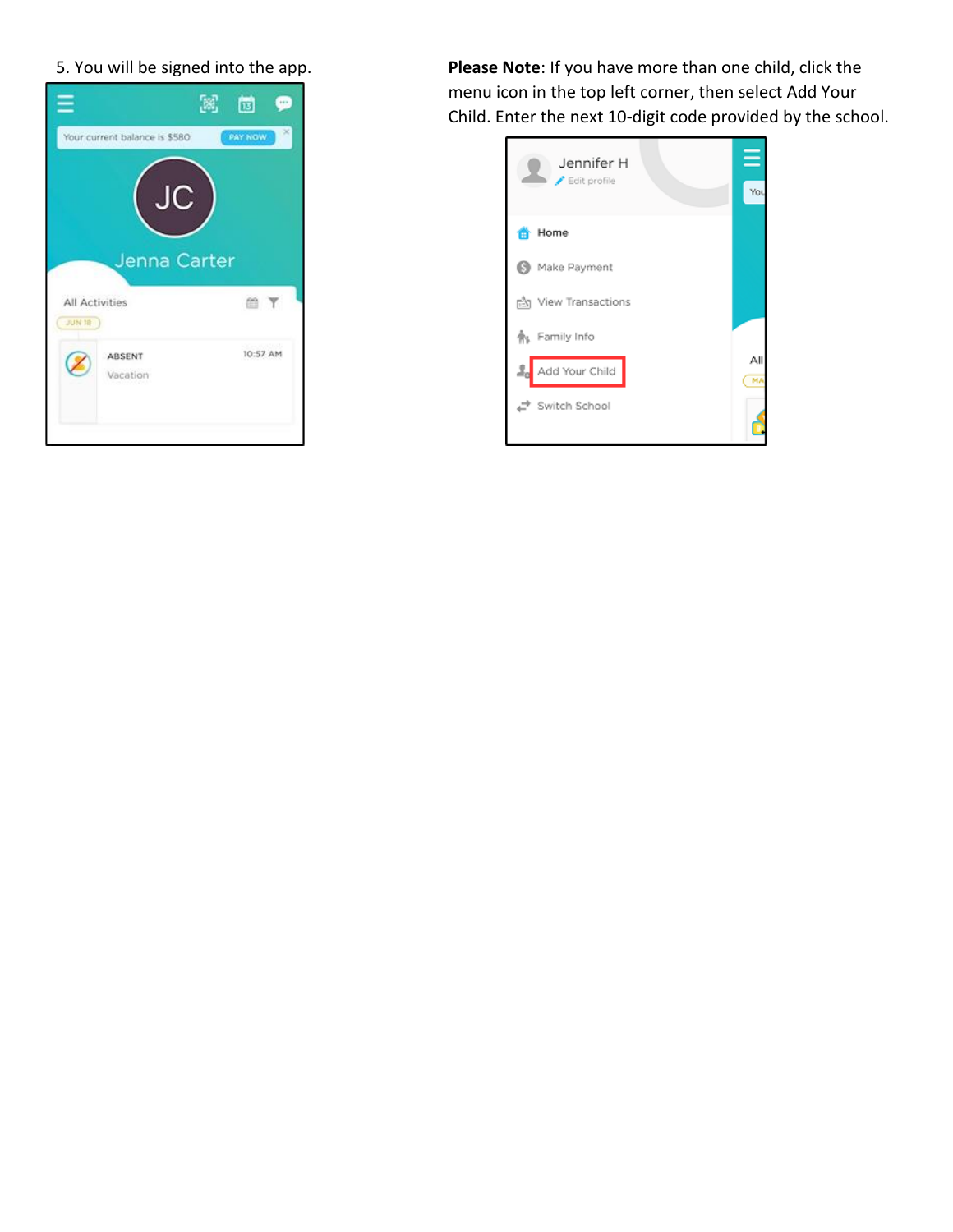5. You will be signed into the app.

**Please Note**: If you have more than one child, click the menu icon in the top left corner, then select Add Your Child. Enter the next 10-digit code provided by the school.